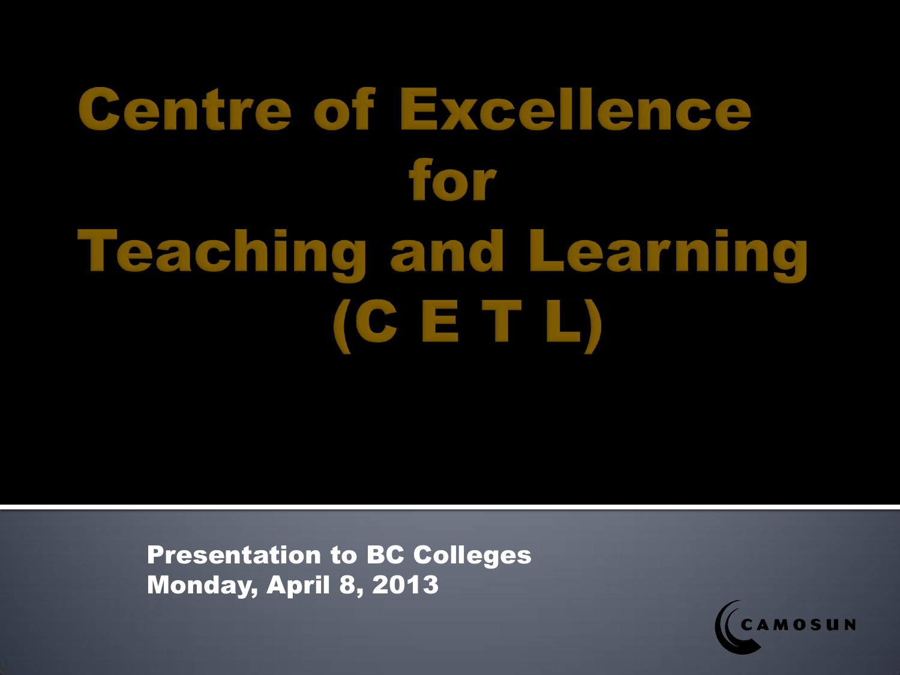# Centre of Excellence for Teaching and Learning (C E T L)

**Presentation to BC Colleges**
**Monday, April 8, 2013**

CAMOSUN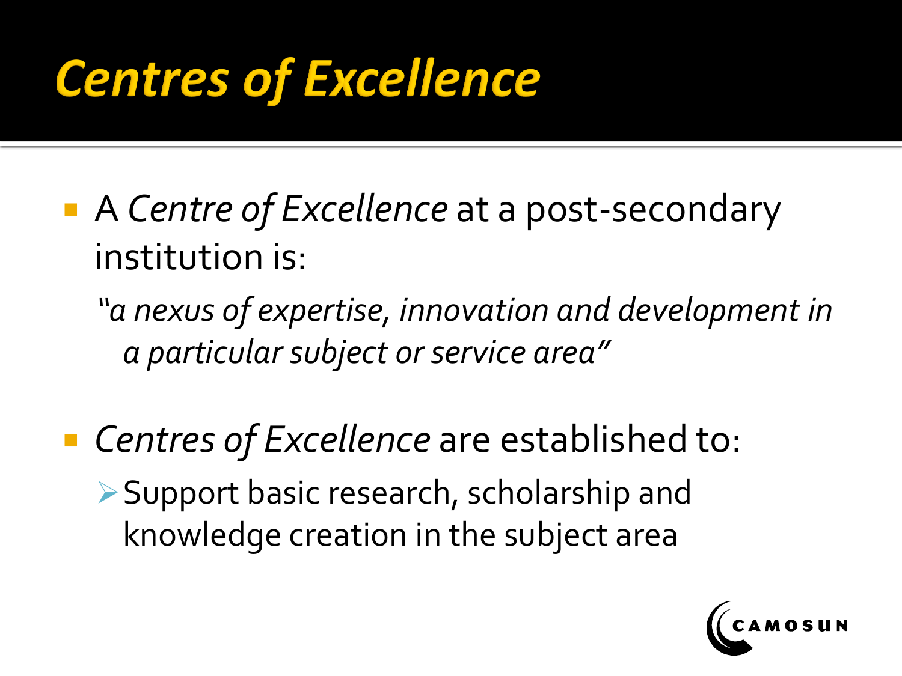# *Centres of Excellence*

- A *Centre of Excellence* at a post-secondary institution is:

  *"a nexus of expertise, innovation and development in a particular subject or service area"*

- *Centres of Excellence* are established to:
  - Support basic research, scholarship and knowledge creation in the subject area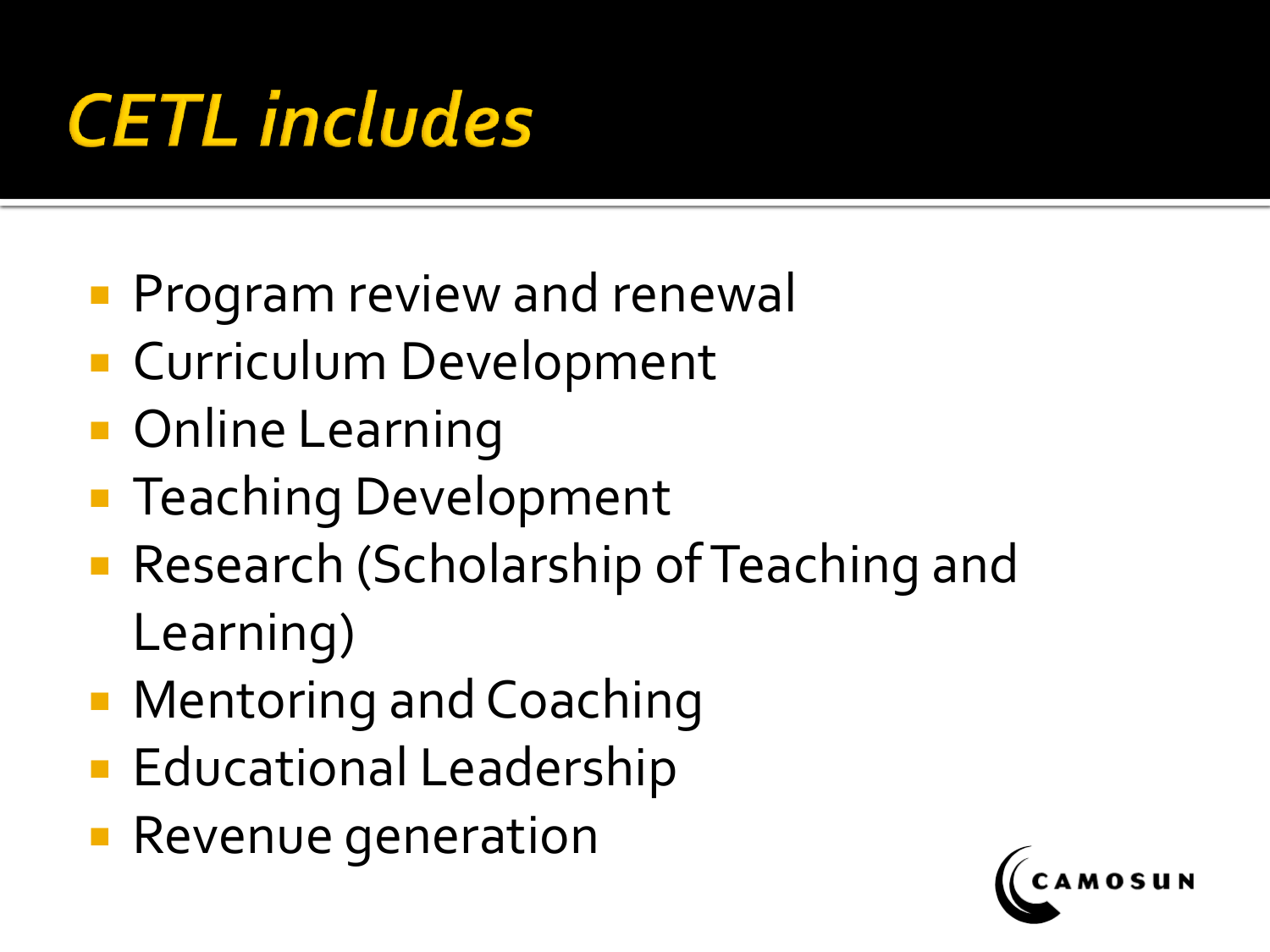# CETL includes

- Program review and renewal
- Curriculum Development
- Online Learning
- Teaching Development
- Research (Scholarship of Teaching and Learning)
- Mentoring and Coaching
- Educational Leadership
- Revenue generation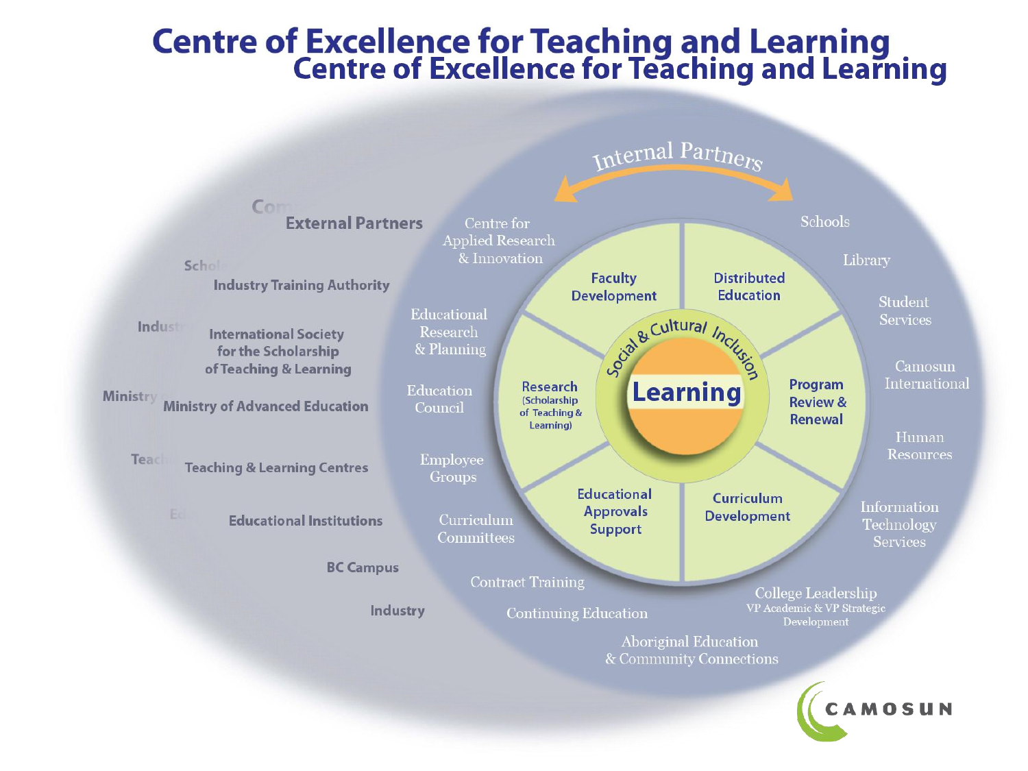# Centre of Excellence for Teaching and Learning

## Internal Partners

- Centre for Applied Research & Innovation
- Educational Research & Planning
- Education Council
- Employee Groups
- Curriculum Committees
- Contract Training
- Continuing Education
- Aboriginal Education & Community Connections
- College Leadership – VP Academic & VP Strategic Development
- Information Technology Services
- Human Resources
- Camosun International
- Student Services
- Library
- Schools

## External Partners

- Industry Training Authority
- International Society for the Scholarship of Teaching & Learning
- Ministry of Advanced Education
- Teaching & Learning Centres
- Educational Institutions
- BC Campus
- Industry

## Learning

Social & Cultural Inclusion

- Faculty Development
- Distributed Education
- Program Review & Renewal
- Curriculum Development
- Educational Approvals Support
- Research (Scholarship of Teaching & Learning)

CAMOSUN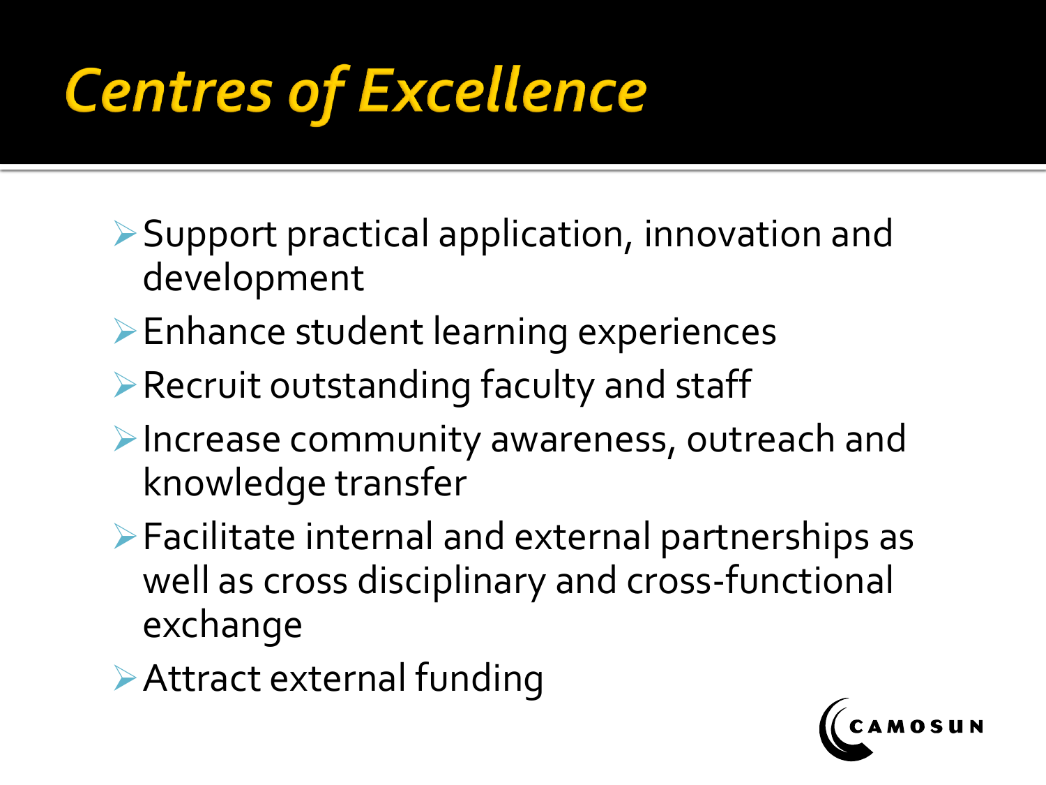# Centres of Excellence

- Support practical application, innovation and development
- Enhance student learning experiences
- Recruit outstanding faculty and staff
- Increase community awareness, outreach and knowledge transfer
- Facilitate internal and external partnerships as well as cross disciplinary and cross-functional exchange
- Attract external funding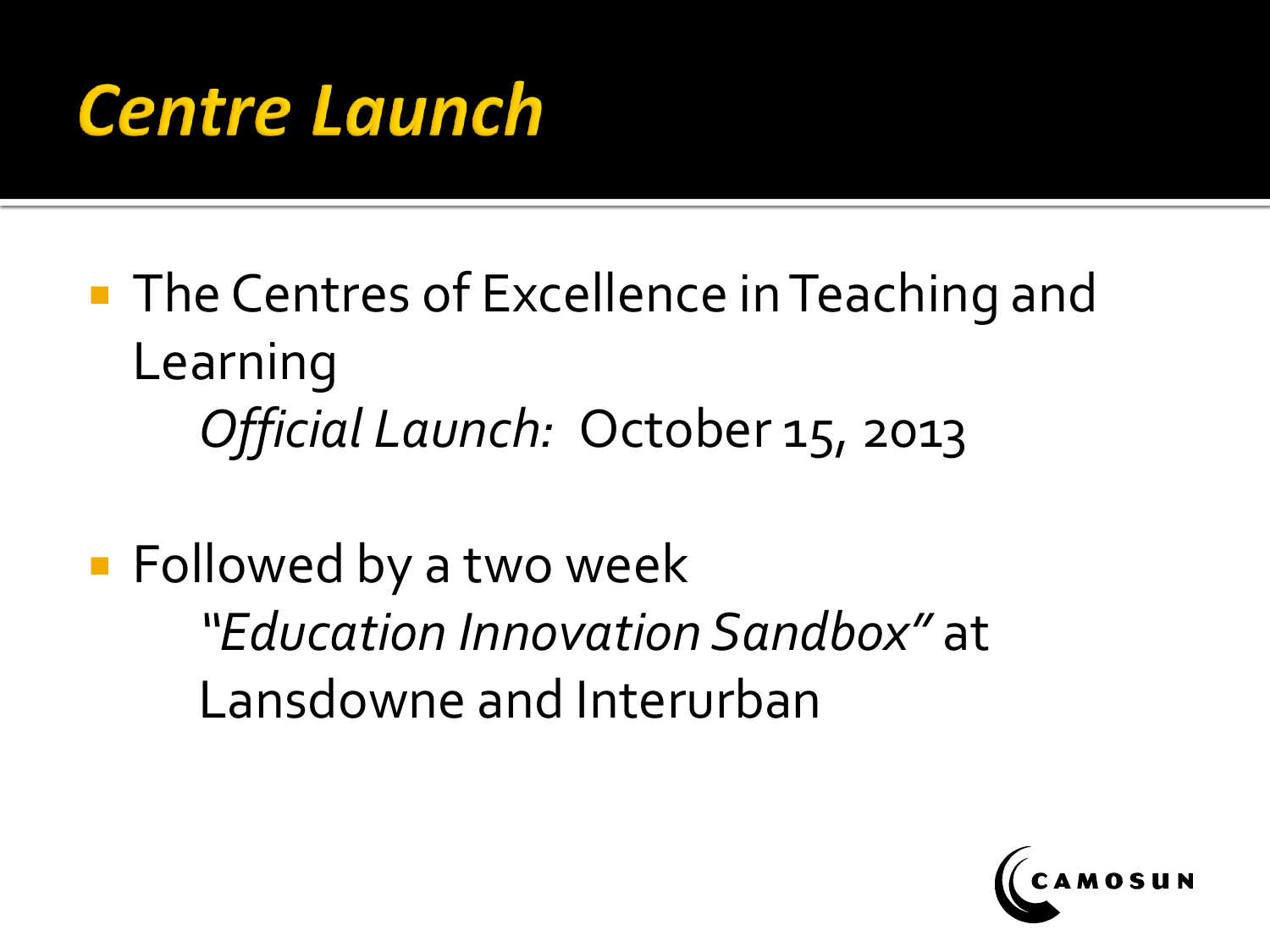# *Centre Launch*

- The Centres of Excellence in Teaching and Learning
  *Official Launch:* October 15, 2013

- Followed by a two week
  *"Education Innovation Sandbox"* at Lansdowne and Interurban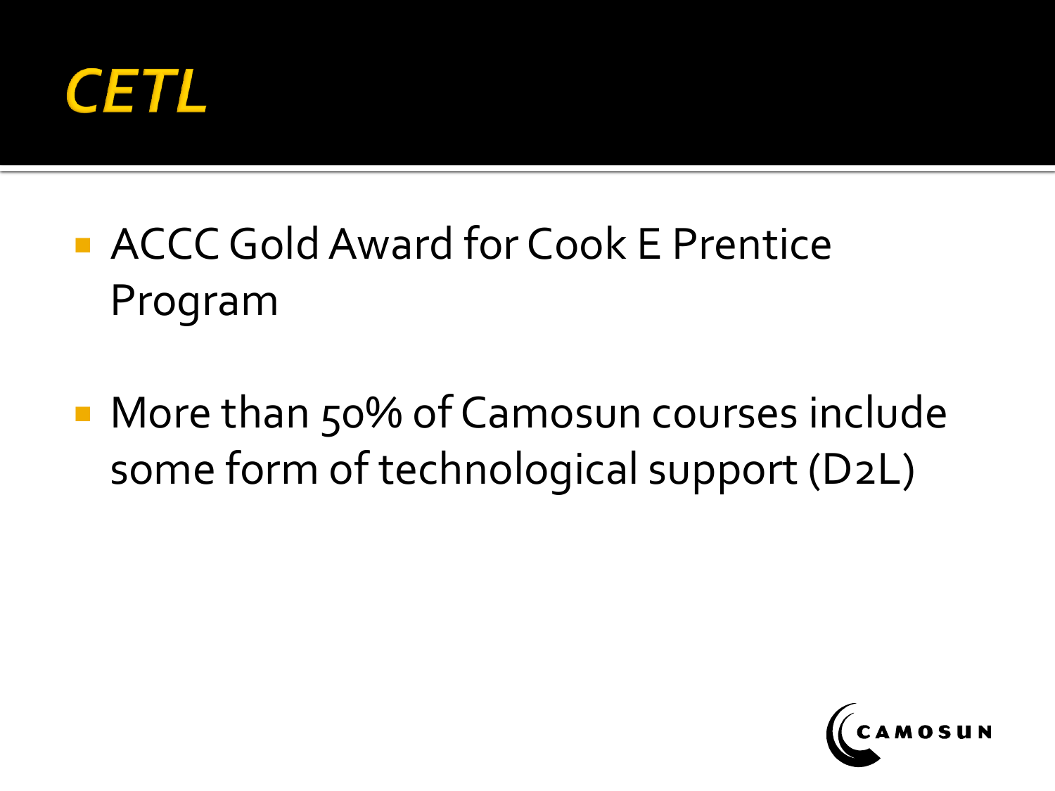# CETL

- ACCC Gold Award for Cook E Prentice Program
- More than 50% of Camosun courses include some form of technological support (D2L)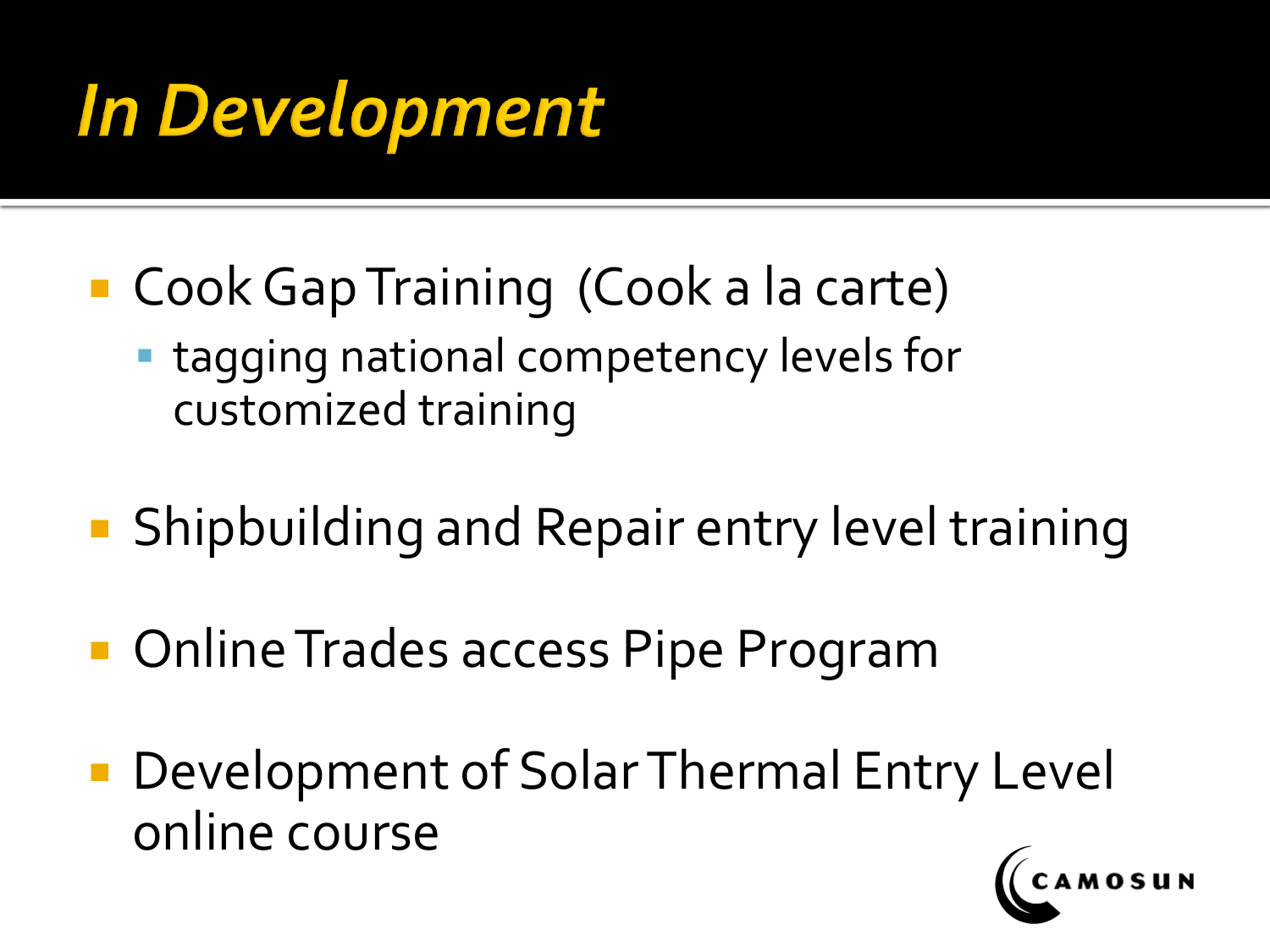# *In Development*

- Cook Gap Training  (Cook a la carte)
  - tagging national competency levels for customized training
- Shipbuilding and Repair entry level training
- Online Trades access Pipe Program
- Development of Solar Thermal Entry Level online course

CAMOSUN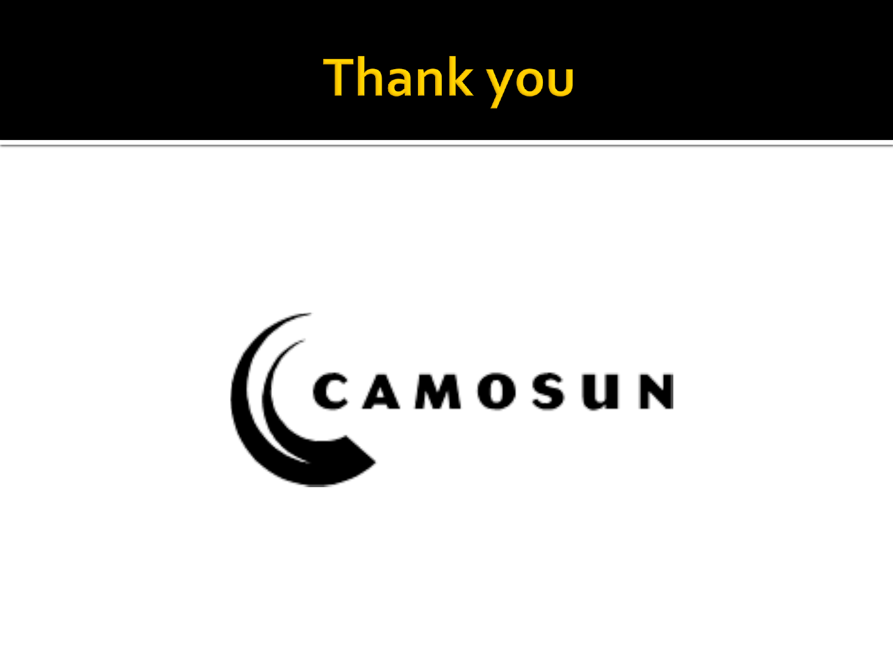# Thank you

CAMOSUN